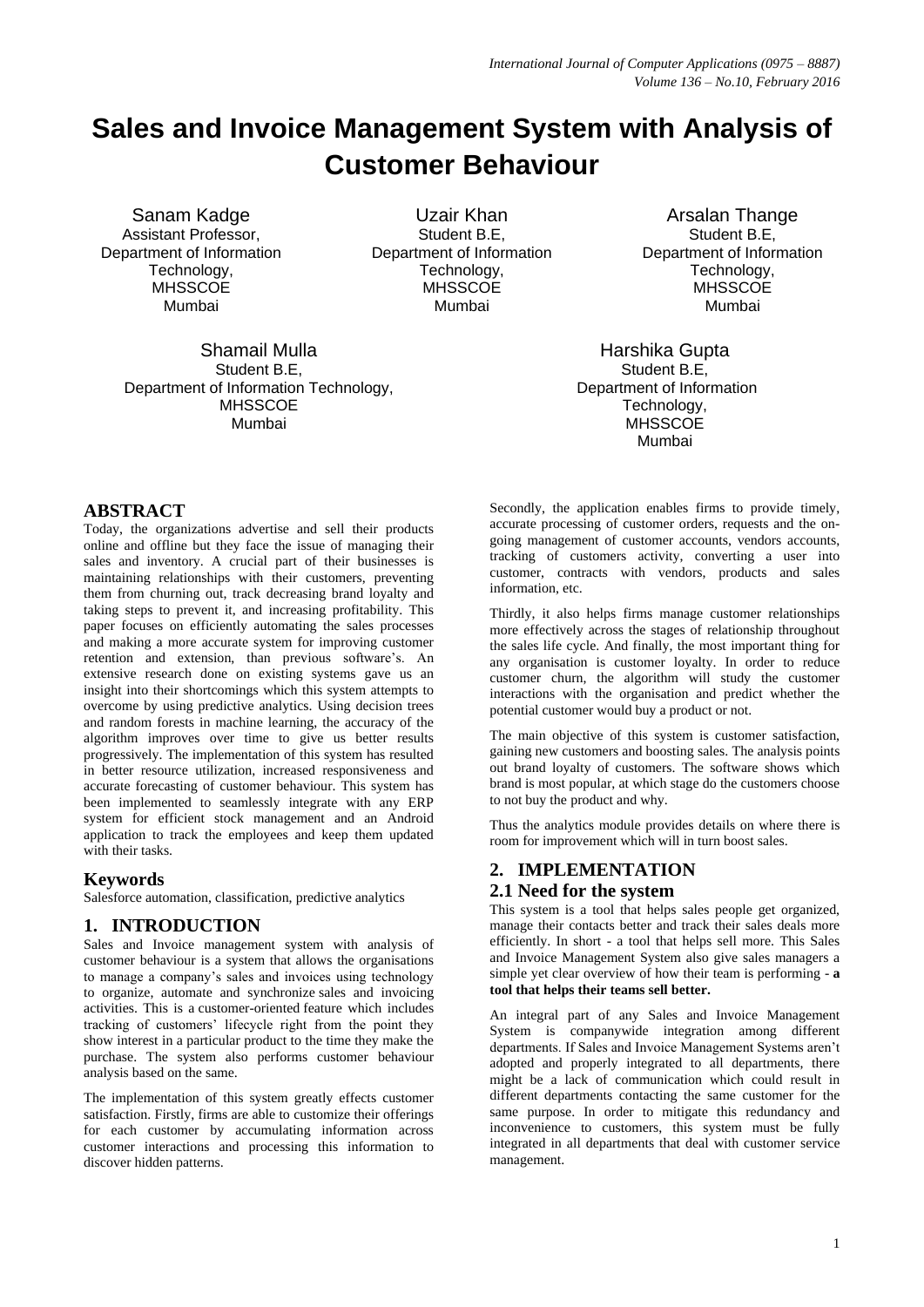# Sales and Invoice Management System with Analysis of Customer Behaviour

Sanam Kadge
Assistant Professor,
Department of Information Technology,
MHSSCOE
Mumbai

Uzair Khan
Student B.E,
Department of Information Technology,
MHSSCOE
Mumbai

Arsalan Thange
Student B.E,
Department of Information Technology,
MHSSCOE
Mumbai

Shamail Mulla
Student B.E,
Department of Information Technology,
MHSSCOE
Mumbai

Harshika Gupta
Student B.E,
Department of Information Technology,
MHSSCOE
Mumbai

## ABSTRACT

Today, the organizations advertise and sell their products online and offline but they face the issue of managing their sales and inventory. A crucial part of their businesses is maintaining relationships with their customers, preventing them from churning out, track decreasing brand loyalty and taking steps to prevent it, and increasing profitability. This paper focuses on efficiently automating the sales processes and making a more accurate system for improving customer retention and extension, than previous software's. An extensive research done on existing systems gave us an insight into their shortcomings which this system attempts to overcome by using predictive analytics. Using decision trees and random forests in machine learning, the accuracy of the algorithm improves over time to give us better results progressively. The implementation of this system has resulted in better resource utilization, increased responsiveness and accurate forecasting of customer behaviour. This system has been implemented to seamlessly integrate with any ERP system for efficient stock management and an Android application to track the employees and keep them updated with their tasks.

## Keywords

Salesforce automation, classification, predictive analytics

## 1. INTRODUCTION

Sales and Invoice management system with analysis of customer behaviour is a system that allows the organisations to manage a company's sales and invoices using technology to organize, automate and synchronize sales and invoicing activities. This is a customer-oriented feature which includes tracking of customers' lifecycle right from the point they show interest in a particular product to the time they make the purchase. The system also performs customer behaviour analysis based on the same.

The implementation of this system greatly effects customer satisfaction. Firstly, firms are able to customize their offerings for each customer by accumulating information across customer interactions and processing this information to discover hidden patterns.

Secondly, the application enables firms to provide timely, accurate processing of customer orders, requests and the on-going management of customer accounts, vendors accounts, tracking of customers activity, converting a user into customer, contracts with vendors, products and sales information, etc.

Thirdly, it also helps firms manage customer relationships more effectively across the stages of relationship throughout the sales life cycle. And finally, the most important thing for any organisation is customer loyalty. In order to reduce customer churn, the algorithm will study the customer interactions with the organisation and predict whether the potential customer would buy a product or not.

The main objective of this system is customer satisfaction, gaining new customers and boosting sales. The analysis points out brand loyalty of customers. The software shows which brand is most popular, at which stage do the customers choose to not buy the product and why.

Thus the analytics module provides details on where there is room for improvement which will in turn boost sales.

## 2. IMPLEMENTATION

### 2.1 Need for the system

This system is a tool that helps sales people get organized, manage their contacts better and track their sales deals more efficiently. In short - a tool that helps sell more. This Sales and Invoice Management System also give sales managers a simple yet clear overview of how their team is performing - **a tool that helps their teams sell better.**

An integral part of any Sales and Invoice Management System is companywide integration among different departments. If Sales and Invoice Management Systems aren't adopted and properly integrated to all departments, there might be a lack of communication which could result in different departments contacting the same customer for the same purpose. In order to mitigate this redundancy and inconvenience to customers, this system must be fully integrated in all departments that deal with customer service management.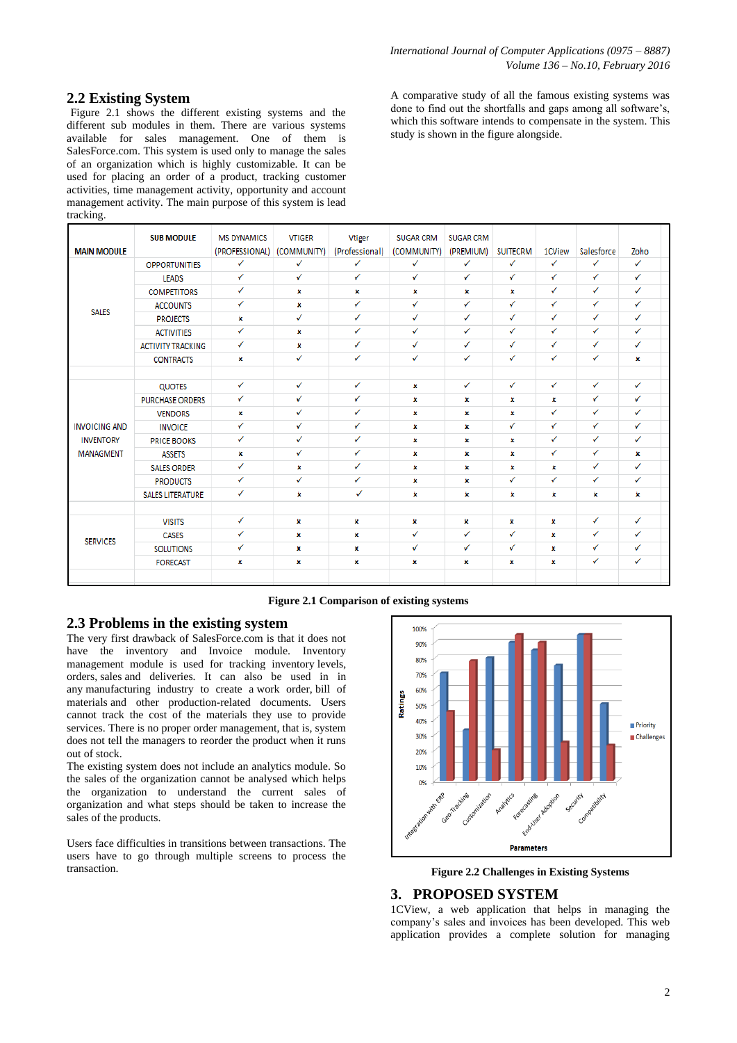## 2.2 Existing System

Figure 2.1 shows the different existing systems and the different sub modules in them. There are various systems available for sales management. One of them is SalesForce.com. This system is used only to manage the sales of an organization which is highly customizable. It can be used for placing an order of a product, tracking customer activities, time management activity, opportunity and account management activity. The main purpose of this system is lead tracking.

A comparative study of all the famous existing systems was done to find out the shortfalls and gaps among all software's, which this software intends to compensate in the system. This study is shown in the figure alongside.

| MAIN MODULE | SUB MODULE | MS DYNAMICS (PROFESSIONAL) | VTIGER (COMMUNITY) | Vtiger (Professional) | SUGAR CRM (COMMUNITY) | SUGAR CRM (PREMIUM) | SUITECRM | 1CView | Salesforce | Zoho |
|---|---|---|---|---|---|---|---|---|---|---|
| SALES | OPPORTUNITIES | ✓ | ✓ | ✓ | ✓ | ✓ | ✓ | ✓ | ✓ | ✓ |
| | LEADS | ✓ | ✓ | ✓ | ✓ | ✓ | ✓ | ✓ | ✓ | ✓ |
| | COMPETITORS | ✓ | x | x | x | x | x | ✓ | ✓ | ✓ |
| | ACCOUNTS | ✓ | x | ✓ | ✓ | ✓ | ✓ | ✓ | ✓ | ✓ |
| | PROJECTS | x | ✓ | ✓ | ✓ | ✓ | ✓ | ✓ | ✓ | ✓ |
| | ACTIVITIES | ✓ | x | ✓ | ✓ | ✓ | ✓ | ✓ | ✓ | ✓ |
| | ACTIVITY TRACKING | ✓ | x | ✓ | ✓ | ✓ | ✓ | ✓ | ✓ | ✓ |
| | CONTRACTS | x | ✓ | ✓ | ✓ | ✓ | ✓ | ✓ | ✓ | x |
| INVOICING AND INVENTORY MANAGMENT | QUOTES | ✓ | ✓ | ✓ | x | ✓ | ✓ | ✓ | ✓ | ✓ |
| | PURCHASE ORDERS | ✓ | ✓ | ✓ | x | x | x | x | ✓ | ✓ |
| | VENDORS | x | ✓ | ✓ | x | x | x | ✓ | ✓ | ✓ |
| | INVOICE | ✓ | ✓ | ✓ | x | x | ✓ | ✓ | ✓ | ✓ |
| | PRICE BOOKS | ✓ | ✓ | ✓ | x | x | x | ✓ | ✓ | ✓ |
| | ASSETS | x | ✓ | ✓ | x | x | x | ✓ | ✓ | x |
| | SALES ORDER | ✓ | x | ✓ | x | x | x | x | ✓ | ✓ |
| | PRODUCTS | ✓ | ✓ | ✓ | x | x | ✓ | ✓ | ✓ | ✓ |
| | SALES LITERATURE | ✓ | x | ✓ | x | x | x | x | x | x |
| SERVICES | VISITS | ✓ | x | x | x | x | x | x | ✓ | ✓ |
| | CASES | ✓ | x | x | ✓ | ✓ | ✓ | x | ✓ | ✓ |
| | SOLUTIONS | ✓ | x | x | ✓ | ✓ | ✓ | x | ✓ | ✓ |
| | FORECAST | x | x | x | x | x | x | x | ✓ | ✓ |

**Figure 2.1 Comparison of existing systems**

## 2.3 Problems in the existing system

The very first drawback of SalesForce.com is that it does not have the inventory and Invoice module. Inventory management module is used for tracking inventory levels, orders, sales and deliveries. It can also be used in in any manufacturing industry to create a work order, bill of materials and other production-related documents. Users cannot track the cost of the materials they use to provide services. There is no proper order management, that is, system does not tell the managers to reorder the product when it runs out of stock.

The existing system does not include an analytics module. So the sales of the organization cannot be analysed which helps the organization to understand the current sales of organization and what steps should be taken to increase the sales of the products.

Users face difficulties in transitions between transactions. The users have to go through multiple screens to process the transaction.

**Figure 2.2 Challenges in Existing Systems**

## 3. PROPOSED SYSTEM

1CView, a web application that helps in managing the company's sales and invoices has been developed. This web application provides a complete solution for managing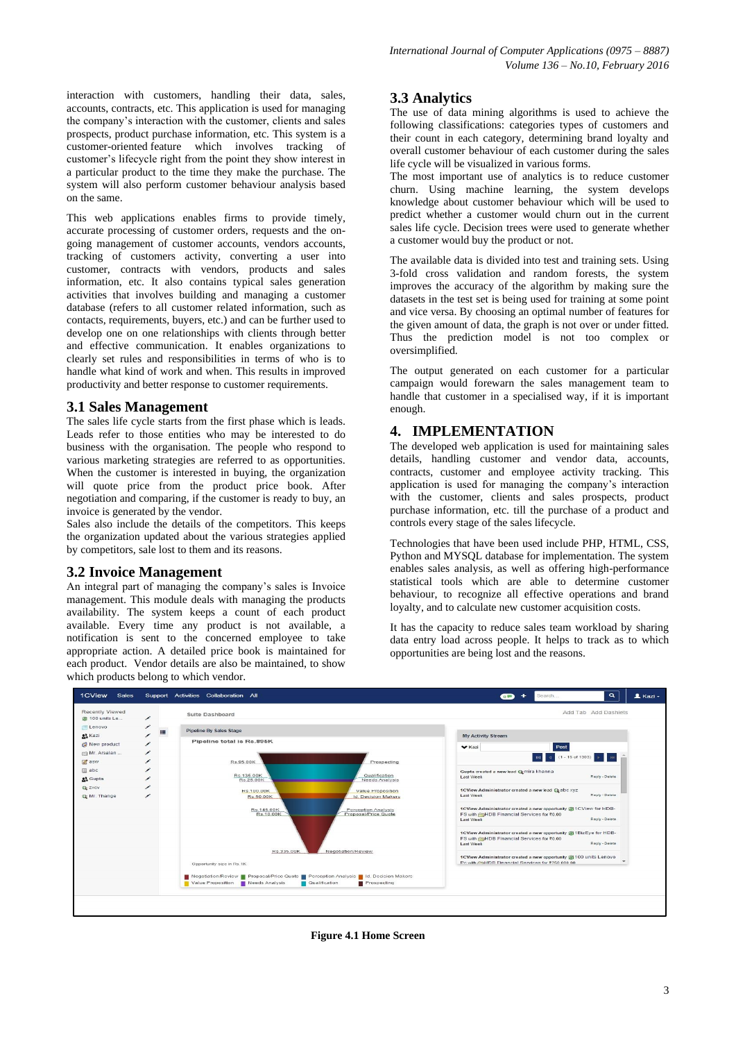interaction with customers, handling their data, sales, accounts, contracts, etc. This application is used for managing the company's interaction with the customer, clients and sales prospects, product purchase information, etc. This system is a customer-oriented feature which involves tracking of customer's lifecycle right from the point they show interest in a particular product to the time they make the purchase. The system will also perform customer behaviour analysis based on the same.

This web applications enables firms to provide timely, accurate processing of customer orders, requests and the on-going management of customer accounts, vendors accounts, tracking of customers activity, converting a user into customer, contracts with vendors, products and sales information, etc. It also contains typical sales generation activities that involves building and managing a customer database (refers to all customer related information, such as contacts, requirements, buyers, etc.) and can be further used to develop one on one relationships with clients through better and effective communication. It enables organizations to clearly set rules and responsibilities in terms of who is to handle what kind of work and when. This results in improved productivity and better response to customer requirements.

## 3.1 Sales Management

The sales life cycle starts from the first phase which is leads. Leads refer to those entities who may be interested to do business with the organisation. The people who respond to various marketing strategies are referred to as opportunities. When the customer is interested in buying, the organization will quote price from the product price book. After negotiation and comparing, if the customer is ready to buy, an invoice is generated by the vendor.

Sales also include the details of the competitors. This keeps the organization updated about the various strategies applied by competitors, sale lost to them and its reasons.

## 3.2 Invoice Management

An integral part of managing the company's sales is Invoice management. This module deals with managing the products availability. The system keeps a count of each product available. Every time any product is not available, a notification is sent to the concerned employee to take appropriate action. A detailed price book is maintained for each product. Vendor details are also be maintained, to show which products belong to which vendor.

## 3.3 Analytics

The use of data mining algorithms is used to achieve the following classifications: categories types of customers and their count in each category, determining brand loyalty and overall customer behaviour of each customer during the sales life cycle will be visualized in various forms.

The most important use of analytics is to reduce customer churn. Using machine learning, the system develops knowledge about customer behaviour which will be used to predict whether a customer would churn out in the current sales life cycle. Decision trees were used to generate whether a customer would buy the product or not.

The available data is divided into test and training sets. Using 3-fold cross validation and random forests, the system improves the accuracy of the algorithm by making sure the datasets in the test set is being used for training at some point and vice versa. By choosing an optimal number of features for the given amount of data, the graph is not over or under fitted. Thus the prediction model is not too complex or oversimplified.

The output generated on each customer for a particular campaign would forewarn the sales management team to handle that customer in a specialised way, if it is important enough.

# 4. IMPLEMENTATION

The developed web application is used for maintaining sales details, handling customer and vendor data, accounts, contracts, customer and employee activity tracking. This application is used for managing the company's interaction with the customer, clients and sales prospects, product purchase information, etc. till the purchase of a product and controls every stage of the sales lifecycle.

Technologies that have been used include PHP, HTML, CSS, Python and MYSQL database for implementation. The system enables sales analysis, as well as offering high-performance statistical tools which are able to determine customer behaviour, to recognize all effective operations and brand loyalty, and to calculate new customer acquisition costs.

It has the capacity to reduce sales team workload by sharing data entry load across people. It helps to track as to which opportunities are being lost and the reasons.

**Figure 4.1 Home Screen**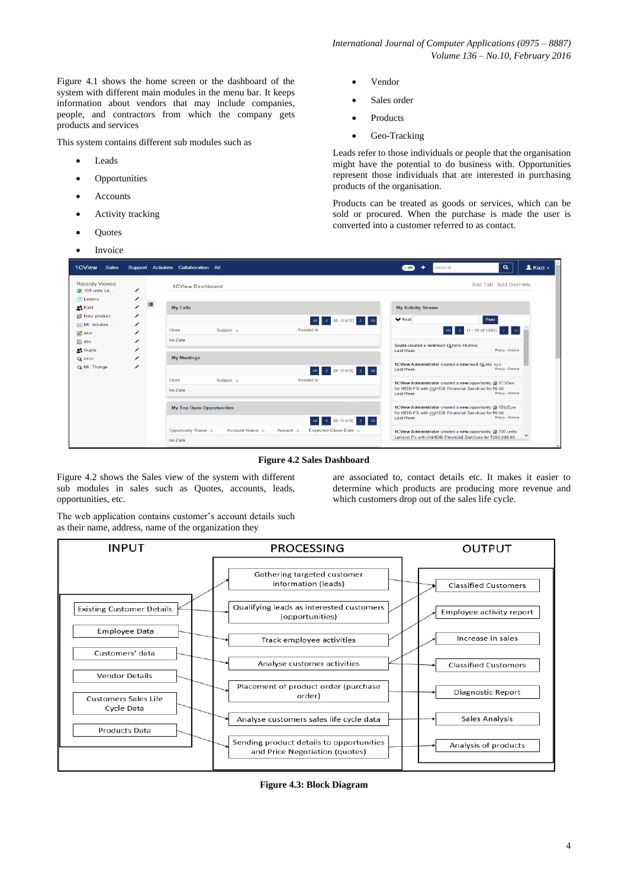Figure 4.1 shows the home screen or the dashboard of the system with different main modules in the menu bar. It keeps information about vendors that may include companies, people, and contractors from which the company gets products and services

This system contains different sub modules such as

- Leads
- Opportunities
- Accounts
- Activity tracking
- Quotes
- Invoice
- Vendor
- Sales order
- Products
- Geo-Tracking

Leads refer to those individuals or people that the organisation might have the potential to do business with. Opportunities represent those individuals that are interested in purchasing products of the organisation.

Products can be treated as goods or services, which can be sold or procured. When the purchase is made the user is converted into a customer referred to as contact.

**Figure 4.2 Sales Dashboard**

Figure 4.2 shows the Sales view of the system with different sub modules in sales such as Quotes, accounts, leads, opportunities, etc.

The web application contains customer's account details such as their name, address, name of the organization they are associated to, contact details etc. It makes it easier to determine which products are producing more revenue and which customers drop out of the sales life cycle.

**Figure 4.3: Block Diagram**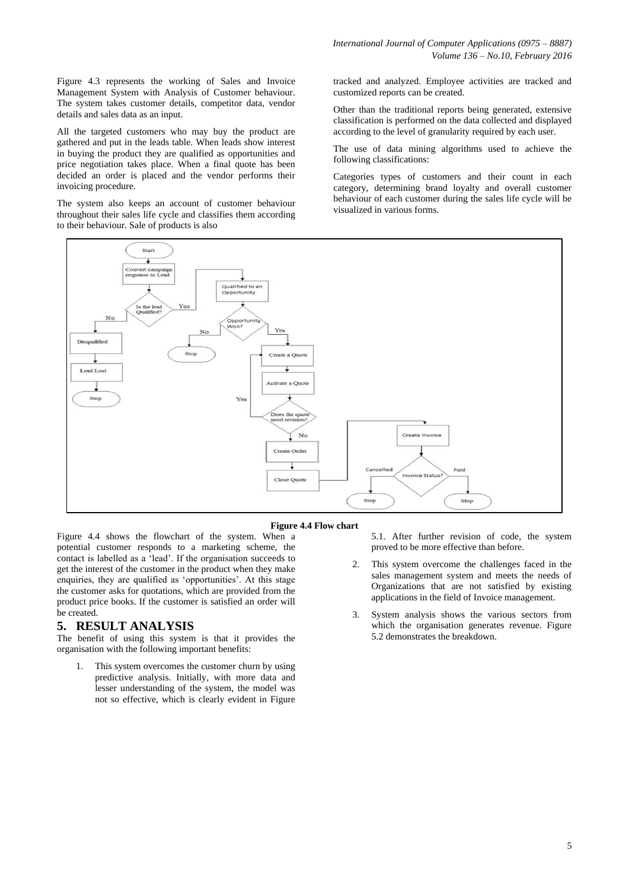Figure 4.3 represents the working of Sales and Invoice Management System with Analysis of Customer behaviour. The system takes customer details, competitor data, vendor details and sales data as an input.

All the targeted customers who may buy the product are gathered and put in the leads table. When leads show interest in buying the product they are qualified as opportunities and price negotiation takes place. When a final quote has been decided an order is placed and the vendor performs their invoicing procedure.

The system also keeps an account of customer behaviour throughout their sales life cycle and classifies them according to their behaviour. Sale of products is also tracked and analyzed. Employee activities are tracked and customized reports can be created.

Other than the traditional reports being generated, extensive classification is performed on the data collected and displayed according to the level of granularity required by each user.

The use of data mining algorithms used to achieve the following classifications:

Categories types of customers and their count in each category, determining brand loyalty and overall customer behaviour of each customer during the sales life cycle will be visualized in various forms.

**Figure 4.4 Flow chart**

Figure 4.4 shows the flowchart of the system. When a potential customer responds to a marketing scheme, the contact is labelled as a 'lead'. If the organisation succeeds to get the interest of the customer in the product when they make enquiries, they are qualified as 'opportunities'. At this stage the customer asks for quotations, which are provided from the product price books. If the customer is satisfied an order will be created.

## 5. RESULT ANALYSIS

The benefit of using this system is that it provides the organisation with the following important benefits:

1. This system overcomes the customer churn by using predictive analysis. Initially, with more data and lesser understanding of the system, the model was not so effective, which is clearly evident in Figure 5.1. After further revision of code, the system proved to be more effective than before.
2. This system overcome the challenges faced in the sales management system and meets the needs of Organizations that are not satisfied by existing applications in the field of Invoice management.
3. System analysis shows the various sectors from which the organisation generates revenue. Figure 5.2 demonstrates the breakdown.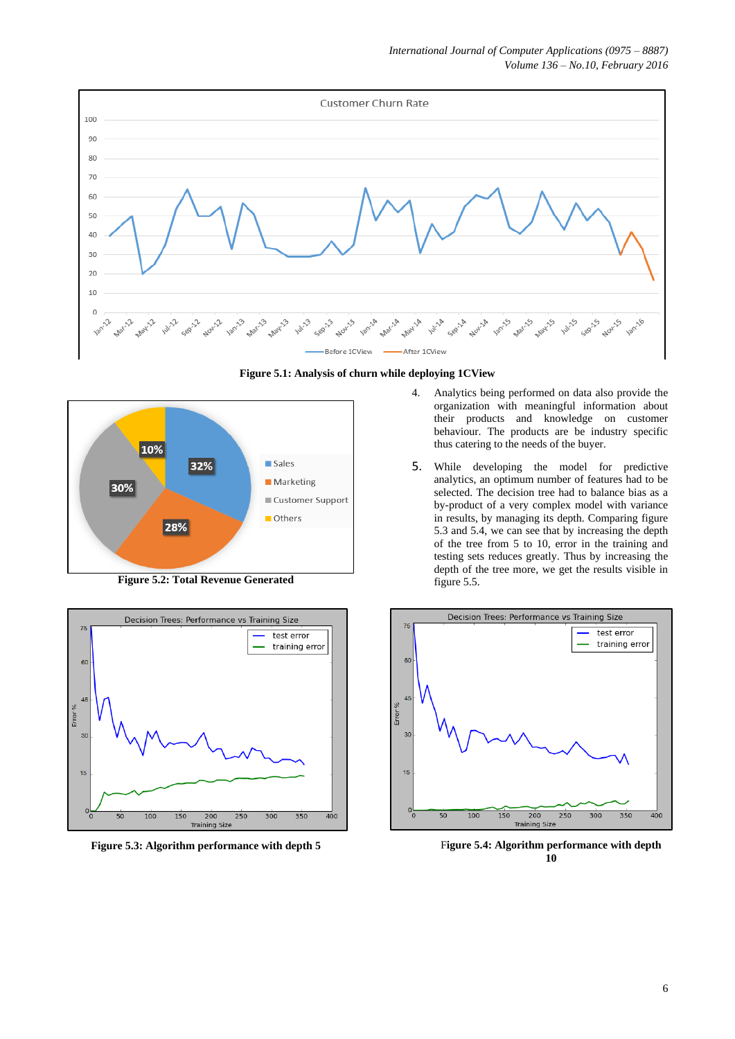Figure 5.1: Analysis of churn while deploying 1CView

Figure 5.2: Total Revenue Generated

4. Analytics being performed on data also provide the organization with meaningful information about their products and knowledge on customer behaviour. The products are be industry specific thus catering to the needs of the buyer.

5. While developing the model for predictive analytics, an optimum number of features had to be selected. The decision tree had to balance bias as a by-product of a very complex model with variance in results, by managing its depth. Comparing figure 5.3 and 5.4, we can see that by increasing the depth of the tree from 5 to 10, error in the training and testing sets reduces greatly. Thus by increasing the depth of the tree more, we get the results visible in figure 5.5.

Figure 5.3: Algorithm performance with depth 5

Figure 5.4: Algorithm performance with depth 10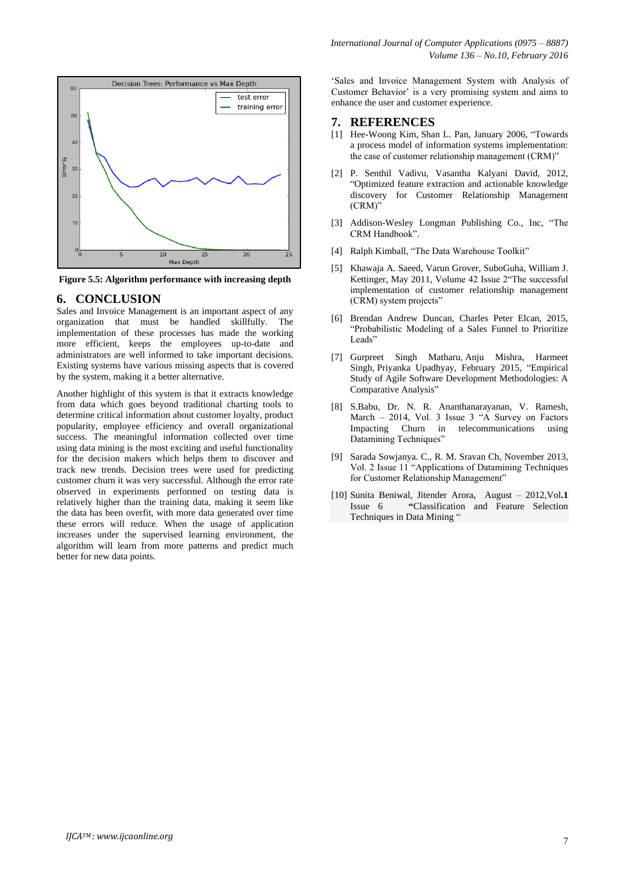Decision Trees: Performance vs Max Depth

test error

training error

Error %

Max Depth

60

50

40

30

20

10

0

0

5

10

15

20

25

**Figure 5.5: Algorithm performance with increasing depth**

## 6. CONCLUSION

Sales and Invoice Management is an important aspect of any organization that must be handled skillfully. The implementation of these processes has made the working more efficient, keeps the employees up-to-date and administrators are well informed to take important decisions. Existing systems have various missing aspects that is covered by the system, making it a better alternative.

Another highlight of this system is that it extracts knowledge from data which goes beyond traditional charting tools to determine critical information about customer loyalty, product popularity, employee efficiency and overall organizational success. The meaningful information collected over time using data mining is the most exciting and useful functionality for the decision makers which helps them to discover and track new trends. Decision trees were used for predicting customer churn it was very successful. Although the error rate observed in experiments performed on testing data is relatively higher than the training data, making it seem like the data has been overfit, with more data generated over time these errors will reduce. When the usage of application increases under the supervised learning environment, the algorithm will learn from more patterns and predict much better for new data points.

'Sales and Invoice Management System with Analysis of Customer Behavior' is a very promising system and aims to enhance the user and customer experience.

## 7. REFERENCES

[1] Hee-Woong Kim, Shan L. Pan, January 2006, "Towards a process model of information systems implementation: the case of customer relationship management (CRM)"

[2] P. Senthil Vadivu, Vasantha Kalyani David, 2012, "Optimized feature extraction and actionable knowledge discovery for Customer Relationship Management (CRM)"

[3] Addison-Wesley Longman Publishing Co., Inc, "The CRM Handbook".

[4] Ralph Kimball, "The Data Warehouse Toolkit"

[5] Khawaja A. Saeed, Varun Grover, SuboGuha, William J. Kettinger, May 2011, Volume 42 Issue 2"The successful implementation of customer relationship management (CRM) system projects"

[6] Brendan Andrew Duncan, Charles Peter Elcan, 2015, "Probabilistic Modeling of a Sales Funnel to Prioritize Leads"

[7] Gurpreet Singh Matharu, Anju Mishra, Harmeet Singh, Priyanka Upadhyay, February 2015, "Empirical Study of Agile Software Development Methodologies: A Comparative Analysis"

[8] S.Babu, Dr. N. R. Ananthanarayanan, V. Ramesh, March – 2014, Vol. 3 Issue 3 "A Survey on Factors Impacting Churn in telecommunications using Datamining Techniques"

[9] Sarada Sowjanya. C., R. M. Sravan Ch, November 2013, Vol. 2 Issue 11 "Applications of Datamining Techniques for Customer Relationship Management"

[10] Sunita Beniwal, Jitender Arora, August – 2012,Vol.**1** Issue 6 **"**Classification and Feature Selection Techniques in Data Mining "